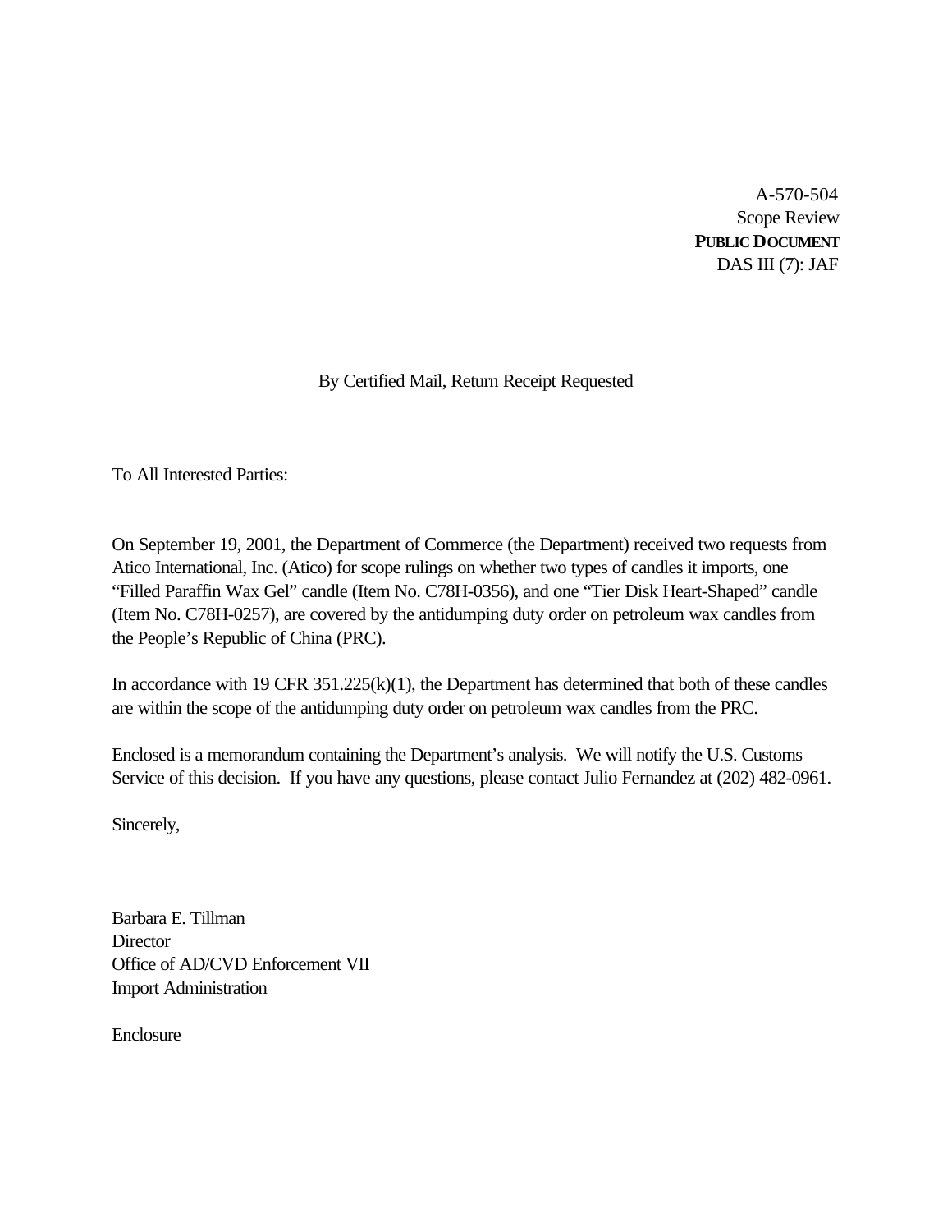A-570-504
Scope Review
**PUBLIC DOCUMENT**
DAS III (7): JAF

By Certified Mail, Return Receipt Requested

To All Interested Parties:

On September 19, 2001, the Department of Commerce (the Department) received two requests from Atico International, Inc. (Atico) for scope rulings on whether two types of candles it imports, one "Filled Paraffin Wax Gel" candle (Item No. C78H-0356), and one "Tier Disk Heart-Shaped" candle (Item No. C78H-0257), are covered by the antidumping duty order on petroleum wax candles from the People's Republic of China (PRC).

In accordance with 19 CFR 351.225(k)(1), the Department has determined that both of these candles are within the scope of the antidumping duty order on petroleum wax candles from the PRC.

Enclosed is a memorandum containing the Department's analysis. We will notify the U.S. Customs Service of this decision. If you have any questions, please contact Julio Fernandez at (202) 482-0961.

Sincerely,

Barbara E. Tillman
Director
Office of AD/CVD Enforcement VII
Import Administration

Enclosure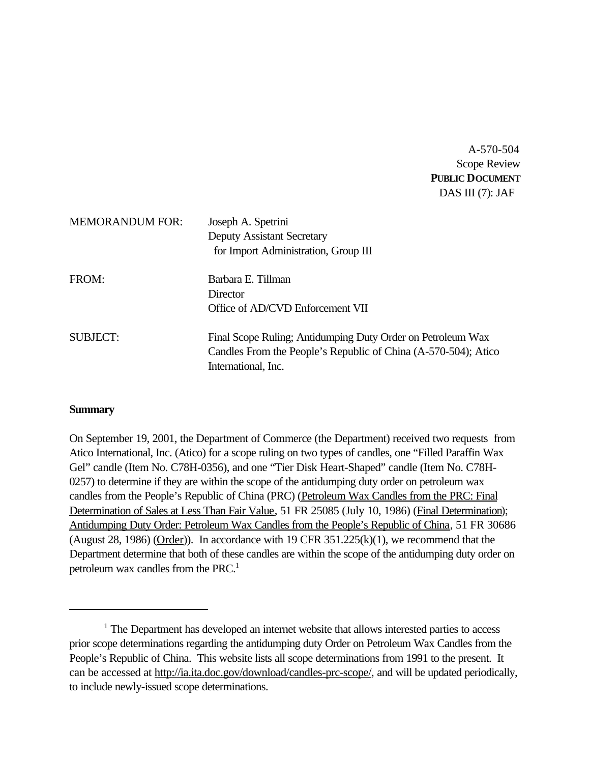A-570-504
Scope Review
**PUBLIC DOCUMENT**
DAS III (7): JAF

| | |
|---|---|
| MEMORANDUM FOR: | Joseph A. Spetrini<br>Deputy Assistant Secretary<br>for Import Administration, Group III |
| FROM: | Barbara E. Tillman<br>Director<br>Office of AD/CVD Enforcement VII |
| SUBJECT: | Final Scope Ruling; Antidumping Duty Order on Petroleum Wax Candles From the People's Republic of China (A-570-504); Atico International, Inc. |

**Summary**

On September 19, 2001, the Department of Commerce (the Department) received two requests from Atico International, Inc. (Atico) for a scope ruling on two types of candles, one "Filled Paraffin Wax Gel" candle (Item No. C78H-0356), and one "Tier Disk Heart-Shaped" candle (Item No. C78H-0257) to determine if they are within the scope of the antidumping duty order on petroleum wax candles from the People's Republic of China (PRC) (Petroleum Wax Candles from the PRC: Final Determination of Sales at Less Than Fair Value, 51 FR 25085 (July 10, 1986) (Final Determination); Antidumping Duty Order: Petroleum Wax Candles from the People's Republic of China, 51 FR 30686 (August 28, 1986) (Order)). In accordance with 19 CFR 351.225(k)(1), we recommend that the Department determine that both of these candles are within the scope of the antidumping duty order on petroleum wax candles from the PRC.[1]

---

[1] The Department has developed an internet website that allows interested parties to access prior scope determinations regarding the antidumping duty Order on Petroleum Wax Candles from the People's Republic of China. This website lists all scope determinations from 1991 to the present. It can be accessed at http://ia.ita.doc.gov/download/candles-prc-scope/, and will be updated periodically, to include newly-issued scope determinations.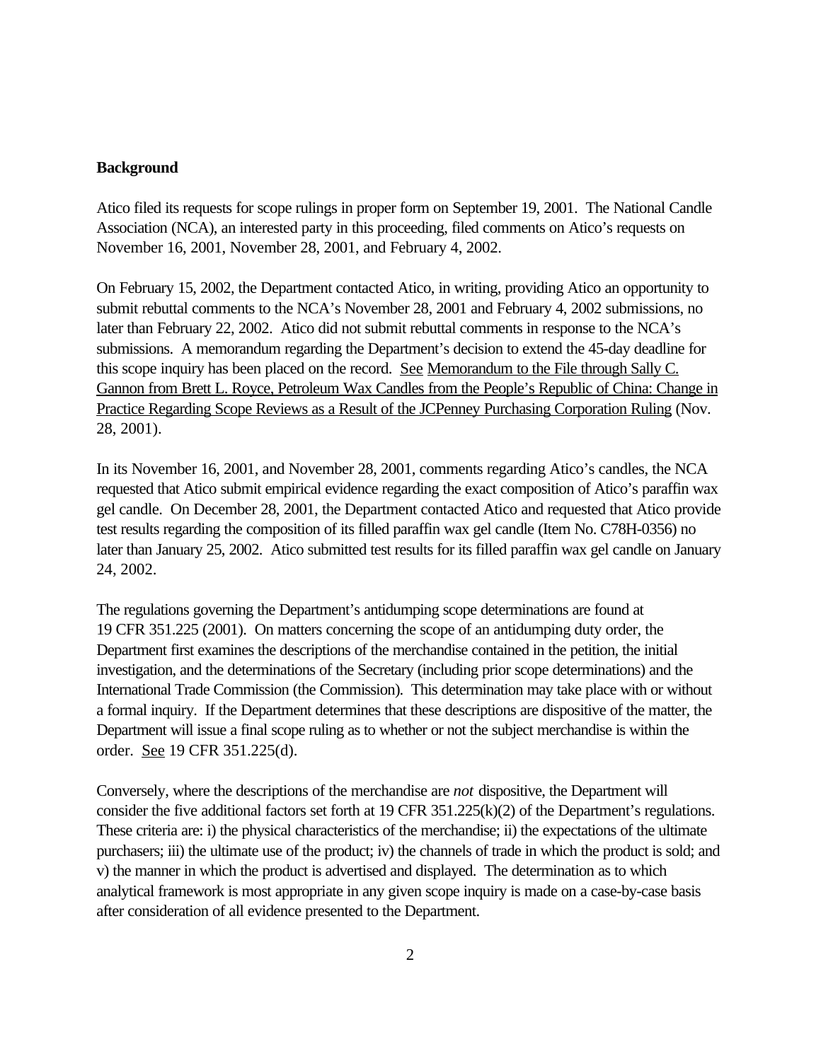**Background**

Atico filed its requests for scope rulings in proper form on September 19, 2001. The National Candle Association (NCA), an interested party in this proceeding, filed comments on Atico's requests on November 16, 2001, November 28, 2001, and February 4, 2002.

On February 15, 2002, the Department contacted Atico, in writing, providing Atico an opportunity to submit rebuttal comments to the NCA's November 28, 2001 and February 4, 2002 submissions, no later than February 22, 2002. Atico did not submit rebuttal comments in response to the NCA's submissions. A memorandum regarding the Department's decision to extend the 45-day deadline for this scope inquiry has been placed on the record. See Memorandum to the File through Sally C. Gannon from Brett L. Royce, Petroleum Wax Candles from the People's Republic of China: Change in Practice Regarding Scope Reviews as a Result of the JCPenney Purchasing Corporation Ruling (Nov. 28, 2001).

In its November 16, 2001, and November 28, 2001, comments regarding Atico's candles, the NCA requested that Atico submit empirical evidence regarding the exact composition of Atico's paraffin wax gel candle. On December 28, 2001, the Department contacted Atico and requested that Atico provide test results regarding the composition of its filled paraffin wax gel candle (Item No. C78H-0356) no later than January 25, 2002. Atico submitted test results for its filled paraffin wax gel candle on January 24, 2002.

The regulations governing the Department's antidumping scope determinations are found at 19 CFR 351.225 (2001). On matters concerning the scope of an antidumping duty order, the Department first examines the descriptions of the merchandise contained in the petition, the initial investigation, and the determinations of the Secretary (including prior scope determinations) and the International Trade Commission (the Commission). This determination may take place with or without a formal inquiry. If the Department determines that these descriptions are dispositive of the matter, the Department will issue a final scope ruling as to whether or not the subject merchandise is within the order. See 19 CFR 351.225(d).

Conversely, where the descriptions of the merchandise are *not* dispositive, the Department will consider the five additional factors set forth at 19 CFR 351.225(k)(2) of the Department's regulations. These criteria are: i) the physical characteristics of the merchandise; ii) the expectations of the ultimate purchasers; iii) the ultimate use of the product; iv) the channels of trade in which the product is sold; and v) the manner in which the product is advertised and displayed. The determination as to which analytical framework is most appropriate in any given scope inquiry is made on a case-by-case basis after consideration of all evidence presented to the Department.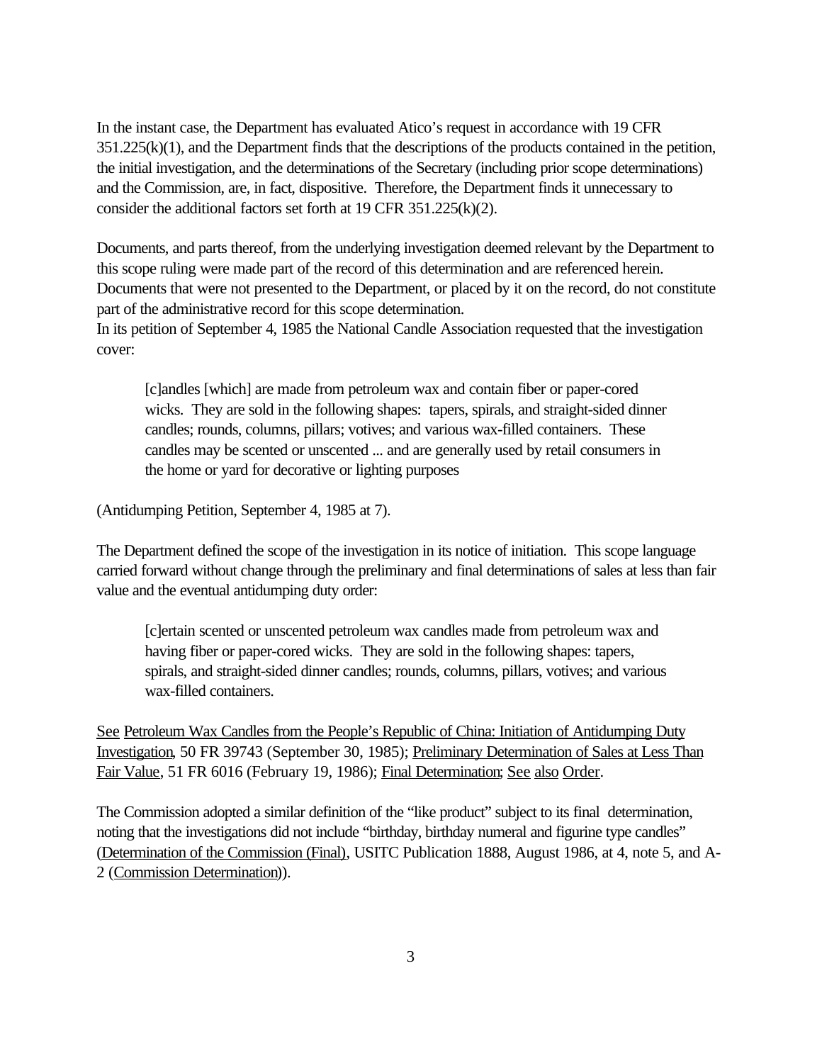In the instant case, the Department has evaluated Atico's request in accordance with 19 CFR 351.225(k)(1), and the Department finds that the descriptions of the products contained in the petition, the initial investigation, and the determinations of the Secretary (including prior scope determinations) and the Commission, are, in fact, dispositive. Therefore, the Department finds it unnecessary to consider the additional factors set forth at 19 CFR 351.225(k)(2).

Documents, and parts thereof, from the underlying investigation deemed relevant by the Department to this scope ruling were made part of the record of this determination and are referenced herein. Documents that were not presented to the Department, or placed by it on the record, do not constitute part of the administrative record for this scope determination.

In its petition of September 4, 1985 the National Candle Association requested that the investigation cover:

> [c]andles [which] are made from petroleum wax and contain fiber or paper-cored wicks. They are sold in the following shapes: tapers, spirals, and straight-sided dinner candles; rounds, columns, pillars; votives; and various wax-filled containers. These candles may be scented or unscented ... and are generally used by retail consumers in the home or yard for decorative or lighting purposes

(Antidumping Petition, September 4, 1985 at 7).

The Department defined the scope of the investigation in its notice of initiation. This scope language carried forward without change through the preliminary and final determinations of sales at less than fair value and the eventual antidumping duty order:

> [c]ertain scented or unscented petroleum wax candles made from petroleum wax and having fiber or paper-cored wicks. They are sold in the following shapes: tapers, spirals, and straight-sided dinner candles; rounds, columns, pillars, votives; and various wax-filled containers.

See Petroleum Wax Candles from the People's Republic of China: Initiation of Antidumping Duty Investigation, 50 FR 39743 (September 30, 1985); Preliminary Determination of Sales at Less Than Fair Value, 51 FR 6016 (February 19, 1986); Final Determination; See also Order.

The Commission adopted a similar definition of the "like product" subject to its final determination, noting that the investigations did not include "birthday, birthday numeral and figurine type candles" (Determination of the Commission (Final), USITC Publication 1888, August 1986, at 4, note 5, and A-2 (Commission Determination)).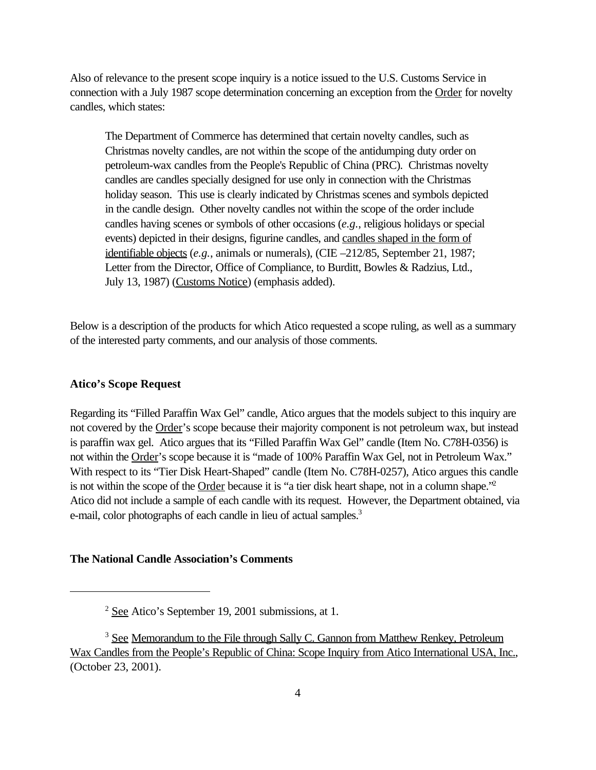Also of relevance to the present scope inquiry is a notice issued to the U.S. Customs Service in connection with a July 1987 scope determination concerning an exception from the Order for novelty candles, which states:

> The Department of Commerce has determined that certain novelty candles, such as Christmas novelty candles, are not within the scope of the antidumping duty order on petroleum-wax candles from the People's Republic of China (PRC). Christmas novelty candles are candles specially designed for use only in connection with the Christmas holiday season. This use is clearly indicated by Christmas scenes and symbols depicted in the candle design. Other novelty candles not within the scope of the order include candles having scenes or symbols of other occasions (*e.g.*, religious holidays or special events) depicted in their designs, figurine candles, and candles shaped in the form of identifiable objects (*e.g.*, animals or numerals), (CIE –212/85, September 21, 1987; Letter from the Director, Office of Compliance, to Burditt, Bowles & Radzius, Ltd., July 13, 1987) (Customs Notice) (emphasis added).

Below is a description of the products for which Atico requested a scope ruling, as well as a summary of the interested party comments, and our analysis of those comments.

**Atico's Scope Request**

Regarding its "Filled Paraffin Wax Gel" candle, Atico argues that the models subject to this inquiry are not covered by the Order's scope because their majority component is not petroleum wax, but instead is paraffin wax gel. Atico argues that its "Filled Paraffin Wax Gel" candle (Item No. C78H-0356) is not within the Order's scope because it is "made of 100% Paraffin Wax Gel, not in Petroleum Wax." With respect to its "Tier Disk Heart-Shaped" candle (Item No. C78H-0257), Atico argues this candle is not within the scope of the Order because it is "a tier disk heart shape, not in a column shape."[2] Atico did not include a sample of each candle with its request. However, the Department obtained, via e-mail, color photographs of each candle in lieu of actual samples.[3]

**The National Candle Association's Comments**

---

[2] See Atico's September 19, 2001 submissions, at 1.

[3] See Memorandum to the File through Sally C. Gannon from Matthew Renkey, Petroleum Wax Candles from the People's Republic of China: Scope Inquiry from Atico International USA, Inc., (October 23, 2001).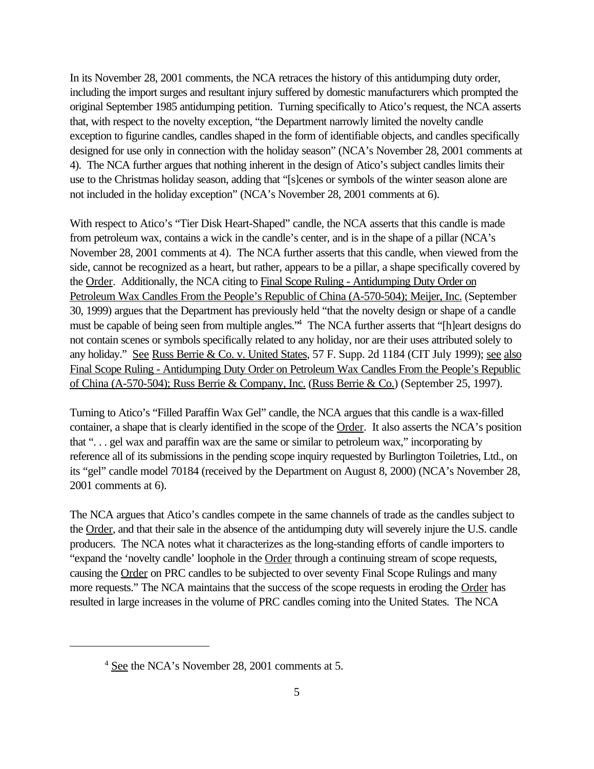In its November 28, 2001 comments, the NCA retraces the history of this antidumping duty order, including the import surges and resultant injury suffered by domestic manufacturers which prompted the original September 1985 antidumping petition. Turning specifically to Atico's request, the NCA asserts that, with respect to the novelty exception, "the Department narrowly limited the novelty candle exception to figurine candles, candles shaped in the form of identifiable objects, and candles specifically designed for use only in connection with the holiday season" (NCA's November 28, 2001 comments at 4). The NCA further argues that nothing inherent in the design of Atico's subject candles limits their use to the Christmas holiday season, adding that "[s]cenes or symbols of the winter season alone are not included in the holiday exception" (NCA's November 28, 2001 comments at 6).

With respect to Atico's "Tier Disk Heart-Shaped" candle, the NCA asserts that this candle is made from petroleum wax, contains a wick in the candle's center, and is in the shape of a pillar (NCA's November 28, 2001 comments at 4). The NCA further asserts that this candle, when viewed from the side, cannot be recognized as a heart, but rather, appears to be a pillar, a shape specifically covered by the Order. Additionally, the NCA citing to Final Scope Ruling - Antidumping Duty Order on Petroleum Wax Candles From the People's Republic of China (A-570-504); Meijer, Inc. (September 30, 1999) argues that the Department has previously held "that the novelty design or shape of a candle must be capable of being seen from multiple angles."[4] The NCA further asserts that "[h]eart designs do not contain scenes or symbols specifically related to any holiday, nor are their uses attributed solely to any holiday." See Russ Berrie & Co. v. United States, 57 F. Supp. 2d 1184 (CIT July 1999); see also Final Scope Ruling - Antidumping Duty Order on Petroleum Wax Candles From the People's Republic of China (A-570-504); Russ Berrie & Company, Inc. (Russ Berrie & Co.) (September 25, 1997).

Turning to Atico's "Filled Paraffin Wax Gel" candle, the NCA argues that this candle is a wax-filled container, a shape that is clearly identified in the scope of the Order. It also asserts the NCA's position that ". . . gel wax and paraffin wax are the same or similar to petroleum wax," incorporating by reference all of its submissions in the pending scope inquiry requested by Burlington Toiletries, Ltd., on its "gel" candle model 70184 (received by the Department on August 8, 2000) (NCA's November 28, 2001 comments at 6).

The NCA argues that Atico's candles compete in the same channels of trade as the candles subject to the Order, and that their sale in the absence of the antidumping duty will severely injure the U.S. candle producers. The NCA notes what it characterizes as the long-standing efforts of candle importers to "expand the 'novelty candle' loophole in the Order through a continuing stream of scope requests, causing the Order on PRC candles to be subjected to over seventy Final Scope Rulings and many more requests." The NCA maintains that the success of the scope requests in eroding the Order has resulted in large increases in the volume of PRC candles coming into the United States. The NCA

---

[4] See the NCA's November 28, 2001 comments at 5.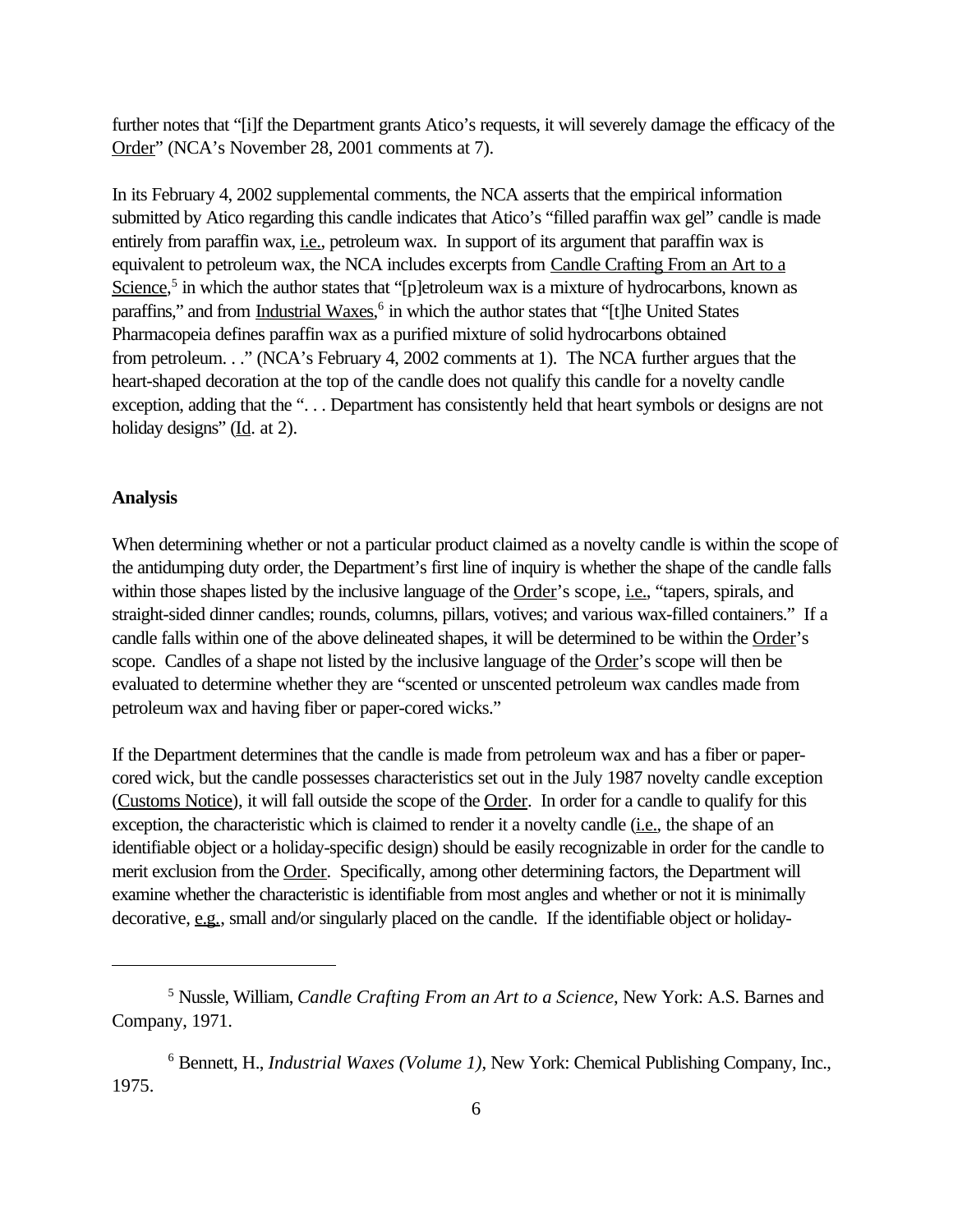further notes that "[i]f the Department grants Atico's requests, it will severely damage the efficacy of the Order" (NCA's November 28, 2001 comments at 7).

In its February 4, 2002 supplemental comments, the NCA asserts that the empirical information submitted by Atico regarding this candle indicates that Atico's "filled paraffin wax gel" candle is made entirely from paraffin wax, i.e., petroleum wax. In support of its argument that paraffin wax is equivalent to petroleum wax, the NCA includes excerpts from Candle Crafting From an Art to a Science,[5] in which the author states that "[p]etroleum wax is a mixture of hydrocarbons, known as paraffins," and from Industrial Waxes,[6] in which the author states that "[t]he United States Pharmacopeia defines paraffin wax as a purified mixture of solid hydrocarbons obtained from petroleum. . ." (NCA's February 4, 2002 comments at 1). The NCA further argues that the heart-shaped decoration at the top of the candle does not qualify this candle for a novelty candle exception, adding that the ". . . Department has consistently held that heart symbols or designs are not holiday designs" (Id. at 2).

**Analysis**

When determining whether or not a particular product claimed as a novelty candle is within the scope of the antidumping duty order, the Department's first line of inquiry is whether the shape of the candle falls within those shapes listed by the inclusive language of the Order's scope, i.e., "tapers, spirals, and straight-sided dinner candles; rounds, columns, pillars, votives; and various wax-filled containers." If a candle falls within one of the above delineated shapes, it will be determined to be within the Order's scope. Candles of a shape not listed by the inclusive language of the Order's scope will then be evaluated to determine whether they are "scented or unscented petroleum wax candles made from petroleum wax and having fiber or paper-cored wicks."

If the Department determines that the candle is made from petroleum wax and has a fiber or paper-cored wick, but the candle possesses characteristics set out in the July 1987 novelty candle exception (Customs Notice), it will fall outside the scope of the Order. In order for a candle to qualify for this exception, the characteristic which is claimed to render it a novelty candle (i.e., the shape of an identifiable object or a holiday-specific design) should be easily recognizable in order for the candle to merit exclusion from the Order. Specifically, among other determining factors, the Department will examine whether the characteristic is identifiable from most angles and whether or not it is minimally decorative, e.g., small and/or singularly placed on the candle. If the identifiable object or holiday-

---

[5] Nussle, William, *Candle Crafting From an Art to a Science*, New York: A.S. Barnes and Company, 1971.

[6] Bennett, H., *Industrial Waxes (Volume 1)*, New York: Chemical Publishing Company, Inc., 1975.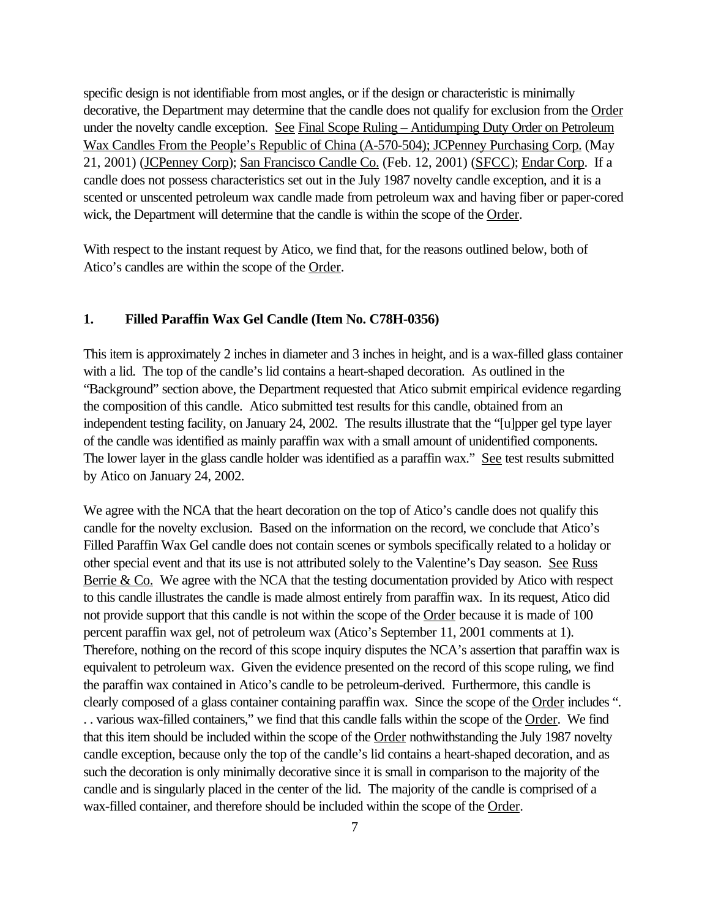specific design is not identifiable from most angles, or if the design or characteristic is minimally decorative, the Department may determine that the candle does not qualify for exclusion from the Order under the novelty candle exception. See Final Scope Ruling – Antidumping Duty Order on Petroleum Wax Candles From the People's Republic of China (A-570-504); JCPenney Purchasing Corp. (May 21, 2001) (JCPenney Corp); San Francisco Candle Co. (Feb. 12, 2001) (SFCC); Endar Corp. If a candle does not possess characteristics set out in the July 1987 novelty candle exception, and it is a scented or unscented petroleum wax candle made from petroleum wax and having fiber or paper-cored wick, the Department will determine that the candle is within the scope of the Order.

With respect to the instant request by Atico, we find that, for the reasons outlined below, both of Atico's candles are within the scope of the Order.

### 1. Filled Paraffin Wax Gel Candle (Item No. C78H-0356)

This item is approximately 2 inches in diameter and 3 inches in height, and is a wax-filled glass container with a lid. The top of the candle's lid contains a heart-shaped decoration. As outlined in the "Background" section above, the Department requested that Atico submit empirical evidence regarding the composition of this candle. Atico submitted test results for this candle, obtained from an independent testing facility, on January 24, 2002. The results illustrate that the "[u]pper gel type layer of the candle was identified as mainly paraffin wax with a small amount of unidentified components. The lower layer in the glass candle holder was identified as a paraffin wax." See test results submitted by Atico on January 24, 2002.

We agree with the NCA that the heart decoration on the top of Atico's candle does not qualify this candle for the novelty exclusion. Based on the information on the record, we conclude that Atico's Filled Paraffin Wax Gel candle does not contain scenes or symbols specifically related to a holiday or other special event and that its use is not attributed solely to the Valentine's Day season. See Russ Berrie & Co. We agree with the NCA that the testing documentation provided by Atico with respect to this candle illustrates the candle is made almost entirely from paraffin wax. In its request, Atico did not provide support that this candle is not within the scope of the Order because it is made of 100 percent paraffin wax gel, not of petroleum wax (Atico's September 11, 2001 comments at 1). Therefore, nothing on the record of this scope inquiry disputes the NCA's assertion that paraffin wax is equivalent to petroleum wax. Given the evidence presented on the record of this scope ruling, we find the paraffin wax contained in Atico's candle to be petroleum-derived. Furthermore, this candle is clearly composed of a glass container containing paraffin wax. Since the scope of the Order includes ". . . various wax-filled containers," we find that this candle falls within the scope of the Order. We find that this item should be included within the scope of the Order nothwithstanding the July 1987 novelty candle exception, because only the top of the candle's lid contains a heart-shaped decoration, and as such the decoration is only minimally decorative since it is small in comparison to the majority of the candle and is singularly placed in the center of the lid. The majority of the candle is comprised of a wax-filled container, and therefore should be included within the scope of the Order.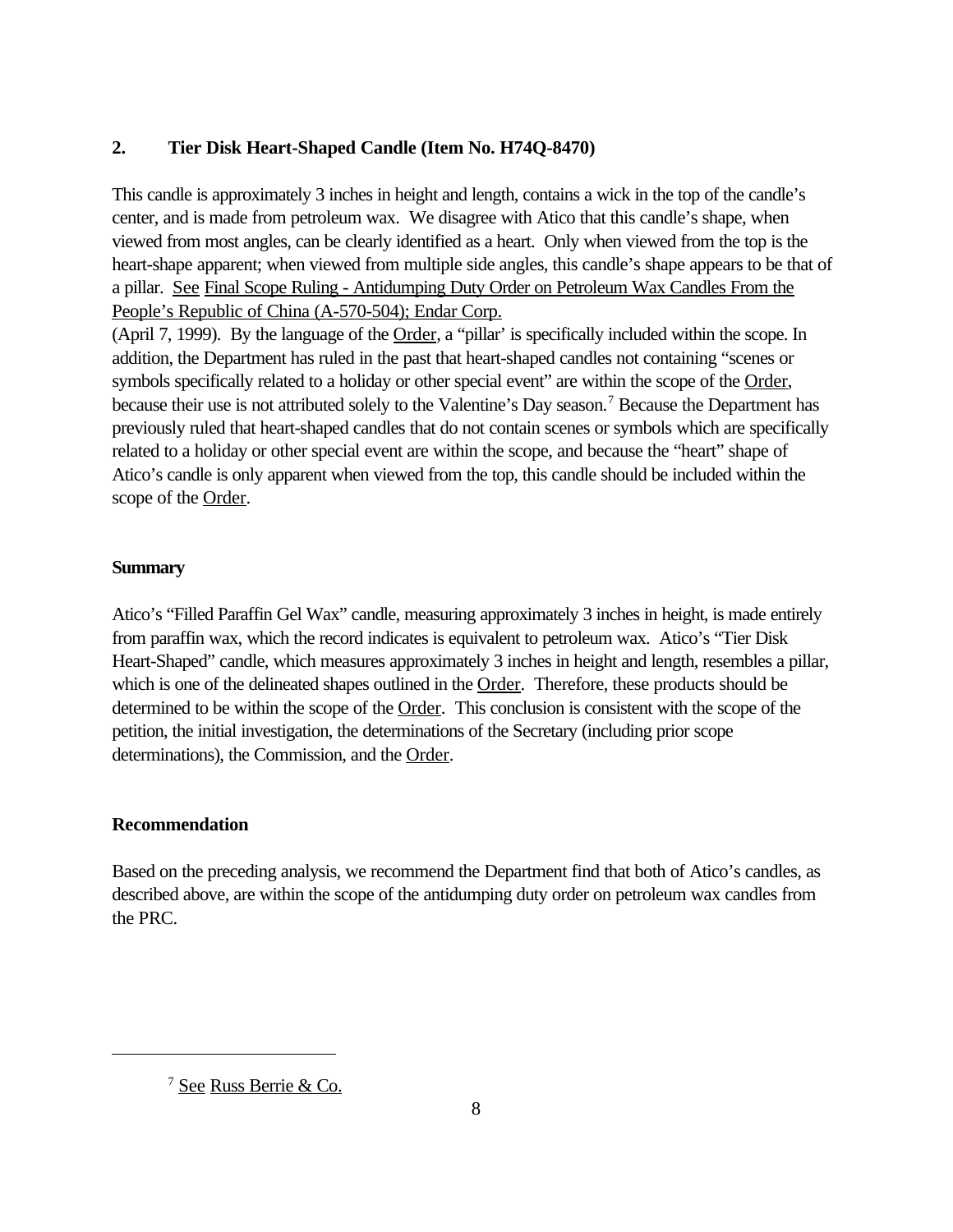### 2. Tier Disk Heart-Shaped Candle (Item No. H74Q-8470)

This candle is approximately 3 inches in height and length, contains a wick in the top of the candle's center, and is made from petroleum wax. We disagree with Atico that this candle's shape, when viewed from most angles, can be clearly identified as a heart. Only when viewed from the top is the heart-shape apparent; when viewed from multiple side angles, this candle's shape appears to be that of a pillar. See Final Scope Ruling - Antidumping Duty Order on Petroleum Wax Candles From the People's Republic of China (A-570-504); Endar Corp. (April 7, 1999). By the language of the Order, a "pillar' is specifically included within the scope. In addition, the Department has ruled in the past that heart-shaped candles not containing "scenes or symbols specifically related to a holiday or other special event" are within the scope of the Order, because their use is not attributed solely to the Valentine's Day season.[7] Because the Department has previously ruled that heart-shaped candles that do not contain scenes or symbols which are specifically related to a holiday or other special event are within the scope, and because the "heart" shape of Atico's candle is only apparent when viewed from the top, this candle should be included within the scope of the Order.

**Summary**

Atico's "Filled Paraffin Gel Wax" candle, measuring approximately 3 inches in height, is made entirely from paraffin wax, which the record indicates is equivalent to petroleum wax. Atico's "Tier Disk Heart-Shaped" candle, which measures approximately 3 inches in height and length, resembles a pillar, which is one of the delineated shapes outlined in the Order. Therefore, these products should be determined to be within the scope of the Order. This conclusion is consistent with the scope of the petition, the initial investigation, the determinations of the Secretary (including prior scope determinations), the Commission, and the Order.

**Recommendation**

Based on the preceding analysis, we recommend the Department find that both of Atico's candles, as described above, are within the scope of the antidumping duty order on petroleum wax candles from the PRC.

---

[7] See Russ Berrie & Co.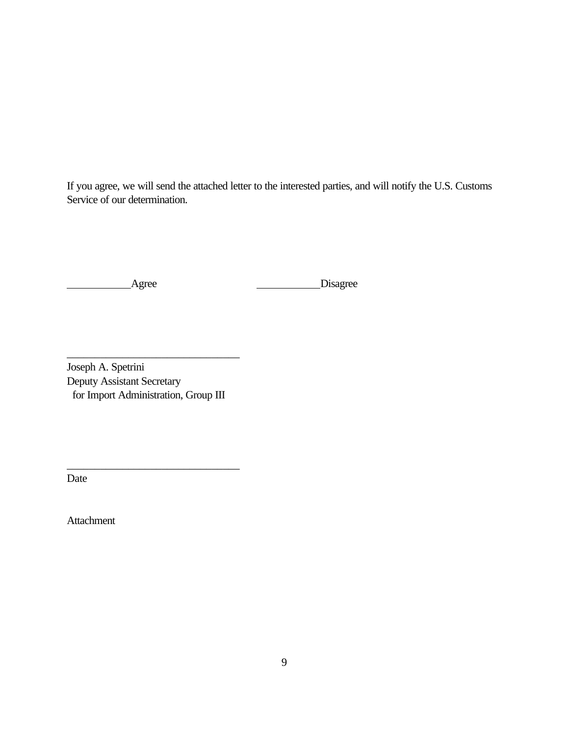If you agree, we will send the attached letter to the interested parties, and will notify the U.S. Customs Service of our determination.

\_\_\_\_\_\_\_\_\_\_\_\_Agree &nbsp;&nbsp;&nbsp;&nbsp;&nbsp;&nbsp;&nbsp;&nbsp;&nbsp;&nbsp;&nbsp;&nbsp;&nbsp;&nbsp;&nbsp;&nbsp; \_\_\_\_\_\_\_\_\_\_\_\_Disagree

\_\_\_\_\_\_\_\_\_\_\_\_\_\_\_\_\_\_\_\_\_\_\_\_\_\_\_\_\_\_\_\_

Joseph A. Spetrini
Deputy Assistant Secretary
for Import Administration, Group III

\_\_\_\_\_\_\_\_\_\_\_\_\_\_\_\_\_\_\_\_\_\_\_\_\_\_\_\_\_\_\_\_

Date

Attachment